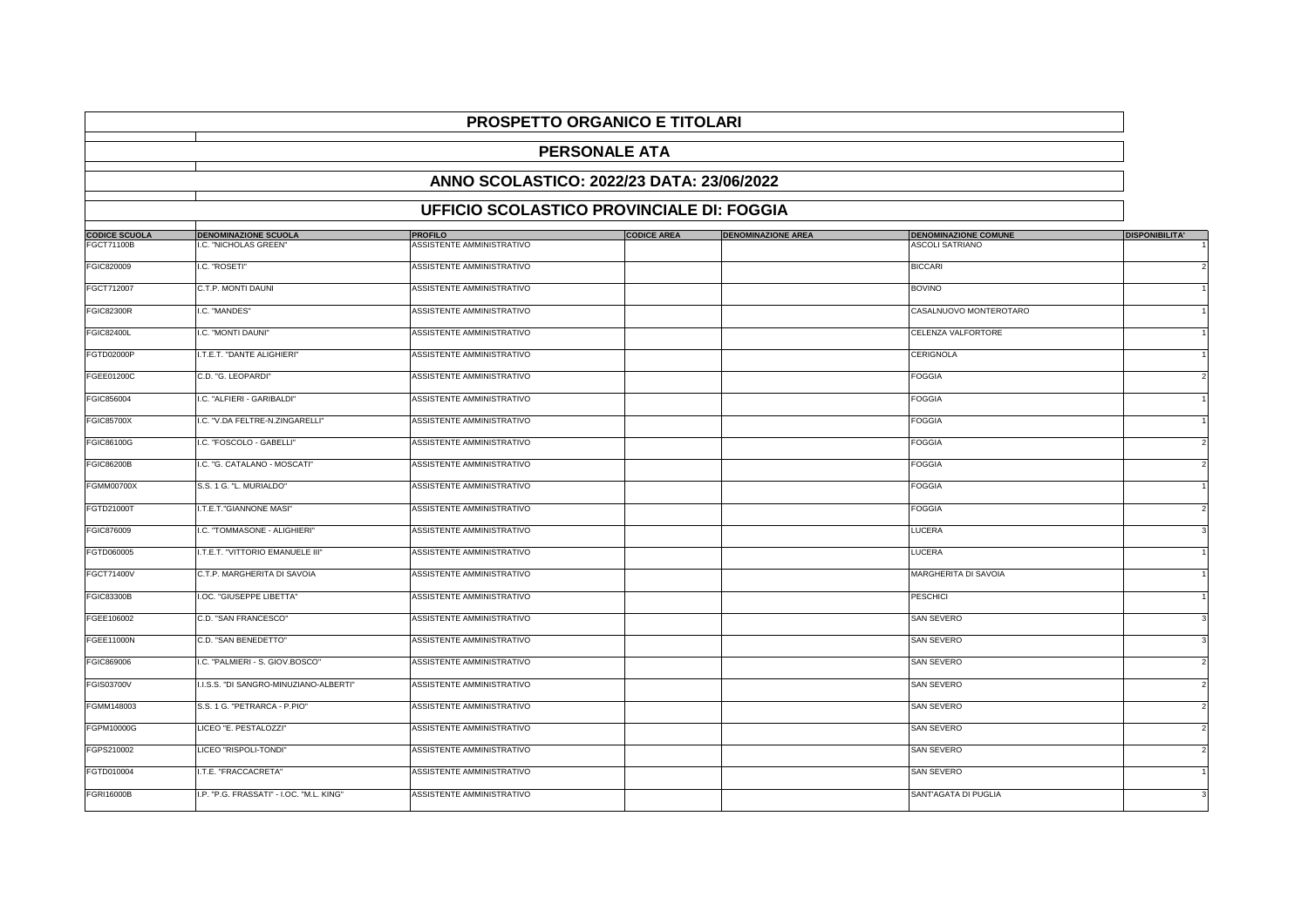# PROSPETTO ORGANICO E TITOLARI

## PERSONALE ATA

## ANNO SCOLASTICO: 2022/23 DATA: 23/06/2022

## UFFICIO SCOLASTICO PROVINCIALE DI: FOGGIA

| CODICE SCUOLA | DENOMINAZIONE SCUOLA | PROFILO | CODICE AREA | DENOMINAZIONE AREA | DENOMINAZIONE COMUNE | DISPONIBILITA' |
|---|---|---|---|---|---|---|
| FGCT71100B | I.C. "NICHOLAS GREEN" | ASSISTENTE AMMINISTRATIVO | | | ASCOLI SATRIANO | 1 |
| FGIC820009 | I.C. "ROSETI" | ASSISTENTE AMMINISTRATIVO | | | BICCARI | 2 |
| FGCT712007 | C.T.P. MONTI DAUNI | ASSISTENTE AMMINISTRATIVO | | | BOVINO | 1 |
| FGIC82300R | I.C. "MANDES" | ASSISTENTE AMMINISTRATIVO | | | CASALNUOVO MONTEROTARO | 1 |
| FGIC82400L | I.C. "MONTI DAUNI" | ASSISTENTE AMMINISTRATIVO | | | CELENZA VALFORTORE | 1 |
| FGTD02000P | I.T.E.T. "DANTE ALIGHIERI" | ASSISTENTE AMMINISTRATIVO | | | CERIGNOLA | 1 |
| FGEE01200C | C.D. "G. LEOPARDI" | ASSISTENTE AMMINISTRATIVO | | | FOGGIA | 2 |
| FGIC856004 | I.C. "ALFIERI - GARIBALDI" | ASSISTENTE AMMINISTRATIVO | | | FOGGIA | 1 |
| FGIC85700X | I.C. "V.DA FELTRE-N.ZINGARELLI" | ASSISTENTE AMMINISTRATIVO | | | FOGGIA | 1 |
| FGIC86100G | I.C. "FOSCOLO - GABELLI" | ASSISTENTE AMMINISTRATIVO | | | FOGGIA | 2 |
| FGIC86200B | I.C. "G. CATALANO - MOSCATI" | ASSISTENTE AMMINISTRATIVO | | | FOGGIA | 2 |
| FGMM00700X | S.S. 1 G. "L. MURIALDO" | ASSISTENTE AMMINISTRATIVO | | | FOGGIA | 1 |
| FGTD21000T | I.T.E.T."GIANNONE MASI" | ASSISTENTE AMMINISTRATIVO | | | FOGGIA | 2 |
| FGIC876009 | I.C. "TOMMASONE - ALIGHIERI" | ASSISTENTE AMMINISTRATIVO | | | LUCERA | 3 |
| FGTD060005 | I.T.E.T. "VITTORIO EMANUELE III" | ASSISTENTE AMMINISTRATIVO | | | LUCERA | 1 |
| FGCT71400V | C.T.P. MARGHERITA DI SAVOIA | ASSISTENTE AMMINISTRATIVO | | | MARGHERITA DI SAVOIA | 1 |
| FGIC83300B | I.OC. "GIUSEPPE LIBETTA" | ASSISTENTE AMMINISTRATIVO | | | PESCHICI | 1 |
| FGEE106002 | C.D. "SAN FRANCESCO" | ASSISTENTE AMMINISTRATIVO | | | SAN SEVERO | 3 |
| FGEE11000N | C.D. "SAN BENEDETTO" | ASSISTENTE AMMINISTRATIVO | | | SAN SEVERO | 3 |
| FGIC869006 | I.C. "PALMIERI - S. GIOV.BOSCO" | ASSISTENTE AMMINISTRATIVO | | | SAN SEVERO | 2 |
| FGIS03700V | I.I.S.S. "DI SANGRO-MINUZIANO-ALBERTI" | ASSISTENTE AMMINISTRATIVO | | | SAN SEVERO | 2 |
| FGMM148003 | S.S. 1 G. "PETRARCA - P.PIO" | ASSISTENTE AMMINISTRATIVO | | | SAN SEVERO | 2 |
| FGPM10000G | LICEO "E. PESTALOZZI" | ASSISTENTE AMMINISTRATIVO | | | SAN SEVERO | 2 |
| FGPS210002 | LICEO "RISPOLI-TONDI" | ASSISTENTE AMMINISTRATIVO | | | SAN SEVERO | 2 |
| FGTD010004 | I.T.E. "FRACCACRETA" | ASSISTENTE AMMINISTRATIVO | | | SAN SEVERO | 1 |
| FGRI16000B | I.P. "P.G. FRASSATI" - I.OC. "M.L. KING" | ASSISTENTE AMMINISTRATIVO | | | SANT'AGATA DI PUGLIA | 3 |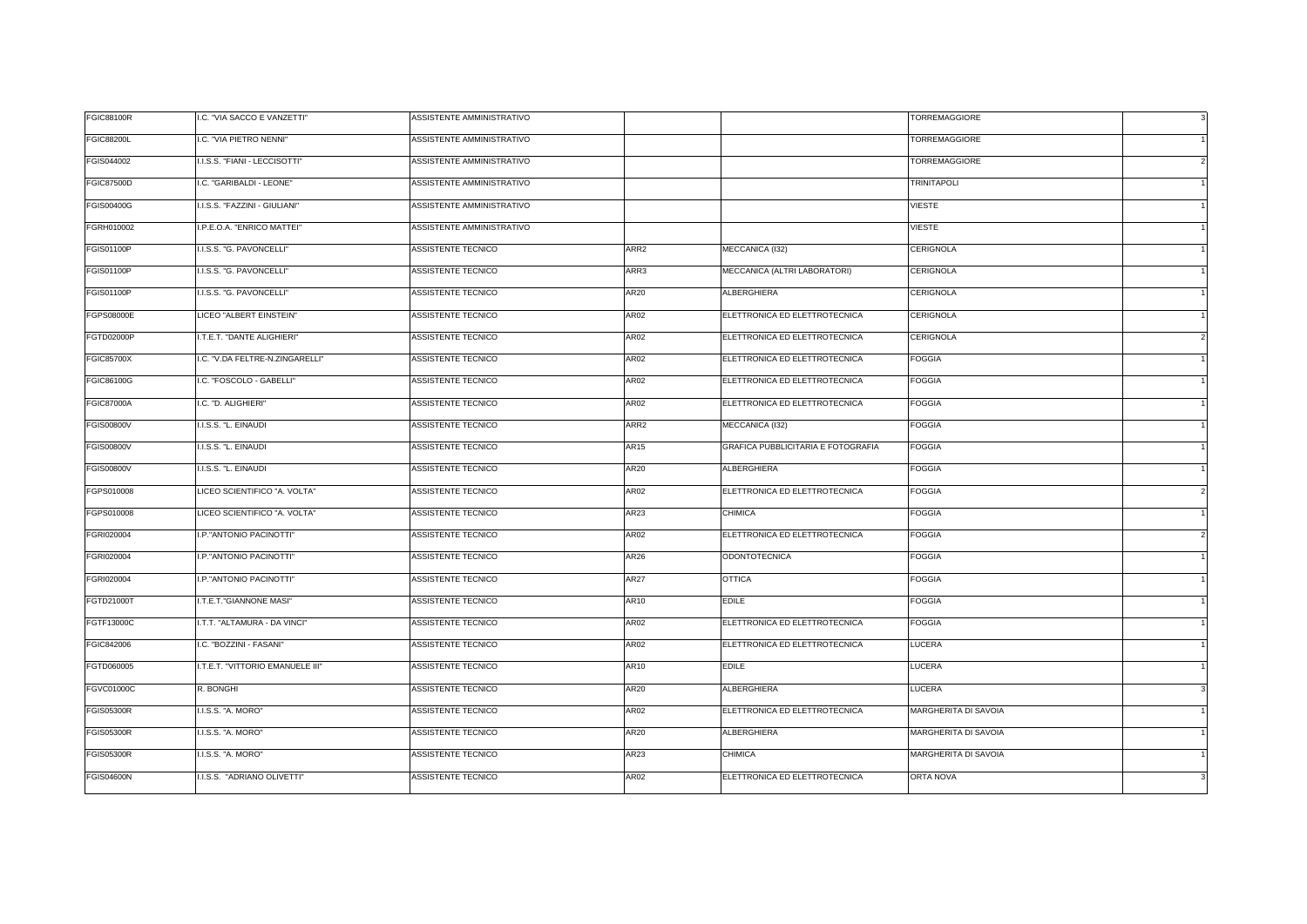| | | | | | | |
|---|---|---|---|---|---|---|
| FGIC88100R | I.C. "VIA SACCO E VANZETTI" | ASSISTENTE AMMINISTRATIVO | | | TORREMAGGIORE | 3 |
| FGIC88200L | I.C. "VIA PIETRO NENNI" | ASSISTENTE AMMINISTRATIVO | | | TORREMAGGIORE | 1 |
| FGIS044002 | I.I.S.S. "FIANI - LECCISOTTI" | ASSISTENTE AMMINISTRATIVO | | | TORREMAGGIORE | 2 |
| FGIC87500D | I.C. "GARIBALDI - LEONE" | ASSISTENTE AMMINISTRATIVO | | | TRINITAPOLI | 1 |
| FGIS00400G | I.I.S.S. "FAZZINI - GIULIANI" | ASSISTENTE AMMINISTRATIVO | | | VIESTE | 1 |
| FGRH010002 | I.P.E.O.A. "ENRICO MATTEI" | ASSISTENTE AMMINISTRATIVO | | | VIESTE | 1 |
| FGIS01100P | I.I.S.S. "G. PAVONCELLI" | ASSISTENTE TECNICO | ARR2 | MECCANICA (I32) | CERIGNOLA | 1 |
| FGIS01100P | I.I.S.S. "G. PAVONCELLI" | ASSISTENTE TECNICO | ARR3 | MECCANICA (ALTRI LABORATORI) | CERIGNOLA | 1 |
| FGIS01100P | I.I.S.S. "G. PAVONCELLI" | ASSISTENTE TECNICO | AR20 | ALBERGHIERA | CERIGNOLA | 1 |
| FGPS08000E | LICEO "ALBERT EINSTEIN" | ASSISTENTE TECNICO | AR02 | ELETTRONICA ED ELETTROTECNICA | CERIGNOLA | 1 |
| FGTD02000P | I.T.E.T. "DANTE ALIGHIERI" | ASSISTENTE TECNICO | AR02 | ELETTRONICA ED ELETTROTECNICA | CERIGNOLA | 2 |
| FGIC85700X | I.C. "V.DA FELTRE-N.ZINGARELLI" | ASSISTENTE TECNICO | AR02 | ELETTRONICA ED ELETTROTECNICA | FOGGIA | 1 |
| FGIC86100G | I.C. "FOSCOLO - GABELLI" | ASSISTENTE TECNICO | AR02 | ELETTRONICA ED ELETTROTECNICA | FOGGIA | 1 |
| FGIC87000A | I.C. "D. ALIGHIERI" | ASSISTENTE TECNICO | AR02 | ELETTRONICA ED ELETTROTECNICA | FOGGIA | 1 |
| FGIS00800V | I.I.S.S. "L. EINAUDI | ASSISTENTE TECNICO | ARR2 | MECCANICA (I32) | FOGGIA | 1 |
| FGIS00800V | I.I.S.S. "L. EINAUDI | ASSISTENTE TECNICO | AR15 | GRAFICA PUBBLICITARIA E FOTOGRAFIA | FOGGIA | 1 |
| FGIS00800V | I.I.S.S. "L. EINAUDI | ASSISTENTE TECNICO | AR20 | ALBERGHIERA | FOGGIA | 1 |
| FGPS010008 | LICEO SCIENTIFICO "A. VOLTA" | ASSISTENTE TECNICO | AR02 | ELETTRONICA ED ELETTROTECNICA | FOGGIA | 2 |
| FGPS010008 | LICEO SCIENTIFICO "A. VOLTA" | ASSISTENTE TECNICO | AR23 | CHIMICA | FOGGIA | 1 |
| FGRI020004 | I.P."ANTONIO PACINOTTI" | ASSISTENTE TECNICO | AR02 | ELETTRONICA ED ELETTROTECNICA | FOGGIA | 2 |
| FGRI020004 | I.P."ANTONIO PACINOTTI" | ASSISTENTE TECNICO | AR26 | ODONTOTECNICA | FOGGIA | 1 |
| FGRI020004 | I.P."ANTONIO PACINOTTI" | ASSISTENTE TECNICO | AR27 | OTTICA | FOGGIA | 1 |
| FGTD21000T | I.T.E.T."GIANNONE MASI" | ASSISTENTE TECNICO | AR10 | EDILE | FOGGIA | 1 |
| FGTF13000C | I.T.T. "ALTAMURA - DA VINCI" | ASSISTENTE TECNICO | AR02 | ELETTRONICA ED ELETTROTECNICA | FOGGIA | 1 |
| FGIC842006 | I.C. "BOZZINI - FASANI" | ASSISTENTE TECNICO | AR02 | ELETTRONICA ED ELETTROTECNICA | LUCERA | 1 |
| FGTD060005 | I.T.E.T. "VITTORIO EMANUELE III" | ASSISTENTE TECNICO | AR10 | EDILE | LUCERA | 1 |
| FGVC01000C | R. BONGHI | ASSISTENTE TECNICO | AR20 | ALBERGHIERA | LUCERA | 3 |
| FGIS05300R | I.I.S.S. "A. MORO" | ASSISTENTE TECNICO | AR02 | ELETTRONICA ED ELETTROTECNICA | MARGHERITA DI SAVOIA | 1 |
| FGIS05300R | I.I.S.S. "A. MORO" | ASSISTENTE TECNICO | AR20 | ALBERGHIERA | MARGHERITA DI SAVOIA | 1 |
| FGIS05300R | I.I.S.S. "A. MORO" | ASSISTENTE TECNICO | AR23 | CHIMICA | MARGHERITA DI SAVOIA | 1 |
| FGIS04600N | I.I.S.S. "ADRIANO OLIVETTI" | ASSISTENTE TECNICO | AR02 | ELETTRONICA ED ELETTROTECNICA | ORTA NOVA | 3 |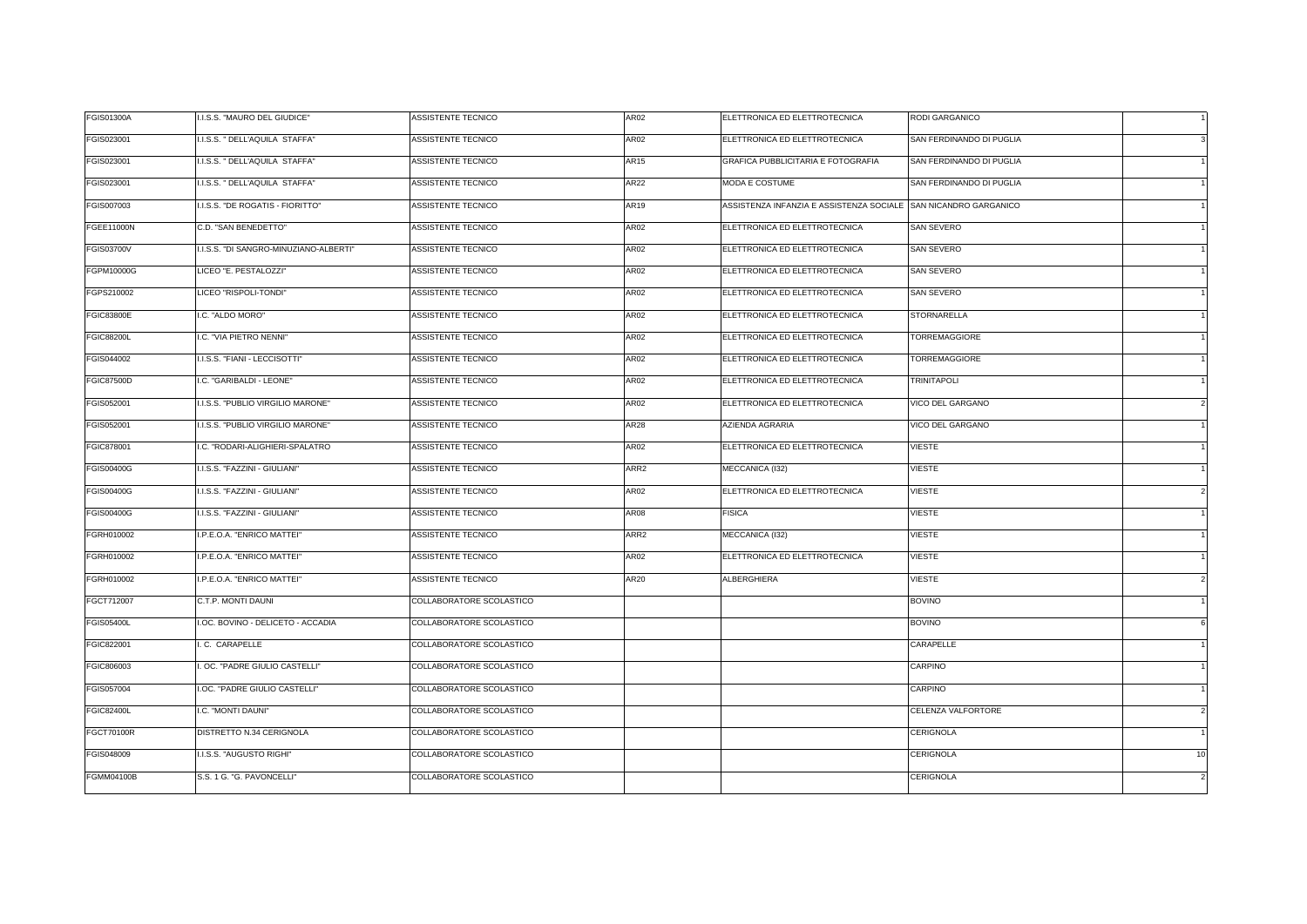| | | | | | | |
|---|---|---|---|---|---|---|
| FGIS01300A | I.I.S.S. "MAURO DEL GIUDICE" | ASSISTENTE TECNICO | AR02 | ELETTRONICA ED ELETTROTECNICA | RODI GARGANICO | 1 |
| FGIS023001 | I.I.S.S. " DELL'AQUILA STAFFA" | ASSISTENTE TECNICO | AR02 | ELETTRONICA ED ELETTROTECNICA | SAN FERDINANDO DI PUGLIA | 3 |
| FGIS023001 | I.I.S.S. " DELL'AQUILA STAFFA" | ASSISTENTE TECNICO | AR15 | GRAFICA PUBBLICITARIA E FOTOGRAFIA | SAN FERDINANDO DI PUGLIA | 1 |
| FGIS023001 | I.I.S.S. " DELL'AQUILA STAFFA" | ASSISTENTE TECNICO | AR22 | MODA E COSTUME | SAN FERDINANDO DI PUGLIA | 1 |
| FGIS007003 | I.I.S.S. "DE ROGATIS - FIORITTO" | ASSISTENTE TECNICO | AR19 | ASSISTENZA INFANZIA E ASSISTENZA SOCIALE | SAN NICANDRO GARGANICO | 1 |
| FGEE11000N | C.D. "SAN BENEDETTO" | ASSISTENTE TECNICO | AR02 | ELETTRONICA ED ELETTROTECNICA | SAN SEVERO | 1 |
| FGIS03700V | I.I.S.S. "DI SANGRO-MINUZIANO-ALBERTI" | ASSISTENTE TECNICO | AR02 | ELETTRONICA ED ELETTROTECNICA | SAN SEVERO | 1 |
| FGPM10000G | LICEO "E. PESTALOZZI" | ASSISTENTE TECNICO | AR02 | ELETTRONICA ED ELETTROTECNICA | SAN SEVERO | 1 |
| FGPS210002 | LICEO "RISPOLI-TONDI" | ASSISTENTE TECNICO | AR02 | ELETTRONICA ED ELETTROTECNICA | SAN SEVERO | 1 |
| FGIC83800E | I.C. "ALDO MORO" | ASSISTENTE TECNICO | AR02 | ELETTRONICA ED ELETTROTECNICA | STORNARELLA | 1 |
| FGIC88200L | I.C. "VIA PIETRO NENNI" | ASSISTENTE TECNICO | AR02 | ELETTRONICA ED ELETTROTECNICA | TORREMAGGIORE | 1 |
| FGIS044002 | I.I.S.S. "FIANI - LECCISOTTI" | ASSISTENTE TECNICO | AR02 | ELETTRONICA ED ELETTROTECNICA | TORREMAGGIORE | 1 |
| FGIC87500D | I.C. "GARIBALDI - LEONE" | ASSISTENTE TECNICO | AR02 | ELETTRONICA ED ELETTROTECNICA | TRINITAPOLI | 1 |
| FGIS052001 | I.I.S.S. "PUBLIO VIRGILIO MARONE" | ASSISTENTE TECNICO | AR02 | ELETTRONICA ED ELETTROTECNICA | VICO DEL GARGANO | 2 |
| FGIS052001 | I.I.S.S. "PUBLIO VIRGILIO MARONE" | ASSISTENTE TECNICO | AR28 | AZIENDA AGRARIA | VICO DEL GARGANO | 1 |
| FGIC878001 | I.C. "RODARI-ALIGHIERI-SPALATRO | ASSISTENTE TECNICO | AR02 | ELETTRONICA ED ELETTROTECNICA | VIESTE | 1 |
| FGIS00400G | I.I.S.S. "FAZZINI - GIULIANI" | ASSISTENTE TECNICO | ARR2 | MECCANICA (I32) | VIESTE | 1 |
| FGIS00400G | I.I.S.S. "FAZZINI - GIULIANI" | ASSISTENTE TECNICO | AR02 | ELETTRONICA ED ELETTROTECNICA | VIESTE | 2 |
| FGIS00400G | I.I.S.S. "FAZZINI - GIULIANI" | ASSISTENTE TECNICO | AR08 | FISICA | VIESTE | 1 |
| FGRH010002 | I.P.E.O.A. "ENRICO MATTEI" | ASSISTENTE TECNICO | ARR2 | MECCANICA (I32) | VIESTE | 1 |
| FGRH010002 | I.P.E.O.A. "ENRICO MATTEI" | ASSISTENTE TECNICO | AR02 | ELETTRONICA ED ELETTROTECNICA | VIESTE | 1 |
| FGRH010002 | I.P.E.O.A. "ENRICO MATTEI" | ASSISTENTE TECNICO | AR20 | ALBERGHIERA | VIESTE | 2 |
| FGCT712007 | C.T.P. MONTI DAUNI | COLLABORATORE SCOLASTICO | | | BOVINO | 1 |
| FGIS05400L | I.OC. BOVINO - DELICETO - ACCADIA | COLLABORATORE SCOLASTICO | | | BOVINO | 6 |
| FGIC822001 | I. C. CARAPELLE | COLLABORATORE SCOLASTICO | | | CARAPELLE | 1 |
| FGIC806003 | I. OC. "PADRE GIULIO CASTELLI" | COLLABORATORE SCOLASTICO | | | CARPINO | 1 |
| FGIS057004 | I.OC. "PADRE GIULIO CASTELLI" | COLLABORATORE SCOLASTICO | | | CARPINO | 1 |
| FGIC82400L | I.C. "MONTI DAUNI" | COLLABORATORE SCOLASTICO | | | CELENZA VALFORTORE | 2 |
| FGCT70100R | DISTRETTO N.34 CERIGNOLA | COLLABORATORE SCOLASTICO | | | CERIGNOLA | 1 |
| FGIS048009 | I.I.S.S. "AUGUSTO RIGHI" | COLLABORATORE SCOLASTICO | | | CERIGNOLA | 10 |
| FGMM04100B | S.S. 1 G. "G. PAVONCELLI" | COLLABORATORE SCOLASTICO | | | CERIGNOLA | 2 |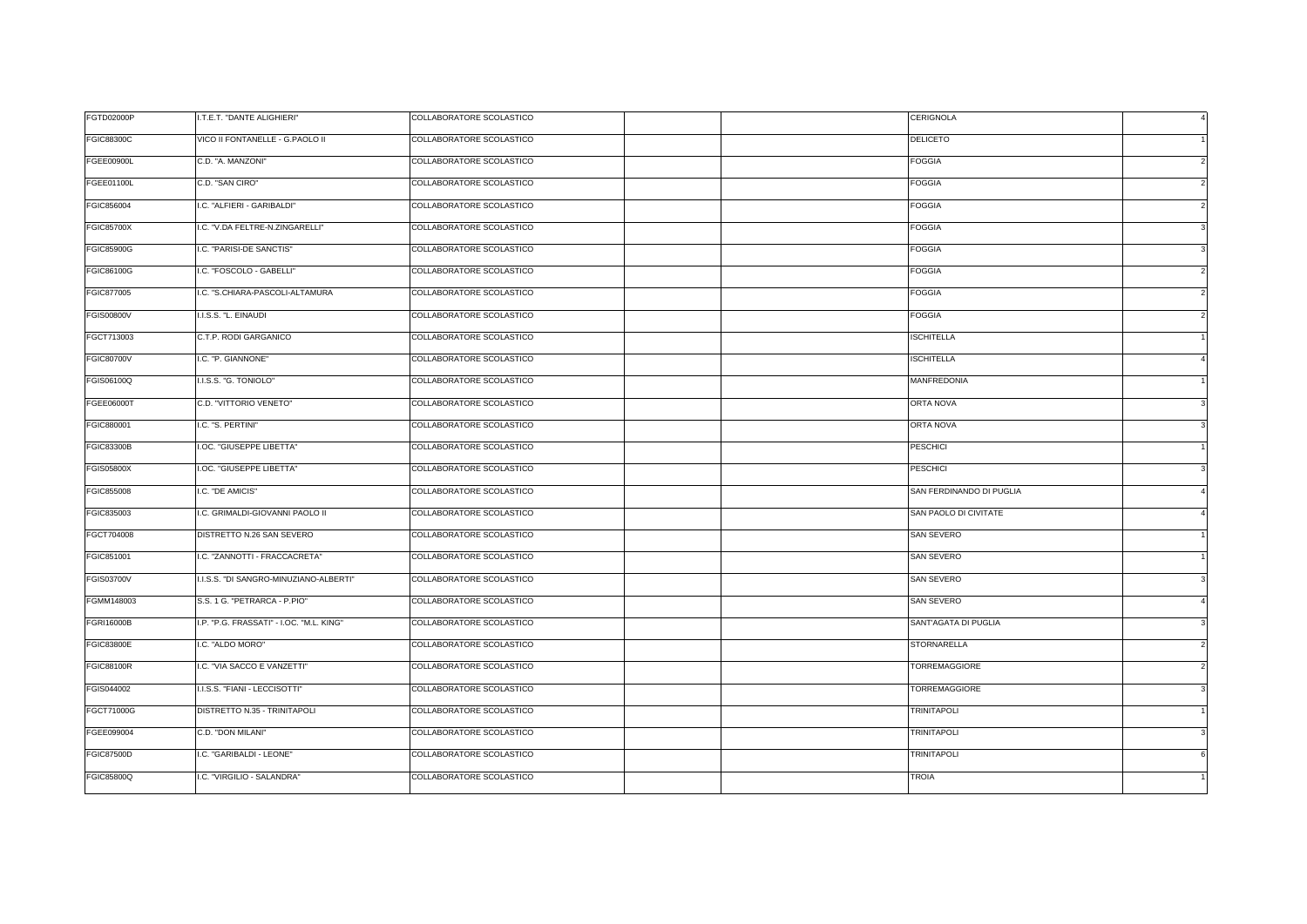| | | | | | | |
|---|---|---|---|---|---|---|
| FGTD02000P | I.T.E.T. "DANTE ALIGHIERI" | COLLABORATORE SCOLASTICO | | | CERIGNOLA | 4 |
| FGIC88300C | VICO II FONTANELLE - G.PAOLO II | COLLABORATORE SCOLASTICO | | | DELICETO | 1 |
| FGEE00900L | C.D. "A. MANZONI" | COLLABORATORE SCOLASTICO | | | FOGGIA | 2 |
| FGEE01100L | C.D. "SAN CIRO" | COLLABORATORE SCOLASTICO | | | FOGGIA | 2 |
| FGIC856004 | I.C. "ALFIERI - GARIBALDI" | COLLABORATORE SCOLASTICO | | | FOGGIA | 2 |
| FGIC85700X | I.C. "V.DA FELTRE-N.ZINGARELLI" | COLLABORATORE SCOLASTICO | | | FOGGIA | 3 |
| FGIC85900G | I.C. "PARISI-DE SANCTIS" | COLLABORATORE SCOLASTICO | | | FOGGIA | 3 |
| FGIC86100G | I.C. "FOSCOLO - GABELLI" | COLLABORATORE SCOLASTICO | | | FOGGIA | 2 |
| FGIC877005 | I.C. "S.CHIARA-PASCOLI-ALTAMURA | COLLABORATORE SCOLASTICO | | | FOGGIA | 2 |
| FGIS00800V | I.I.S.S. "L. EINAUDI | COLLABORATORE SCOLASTICO | | | FOGGIA | 2 |
| FGCT713003 | C.T.P. RODI GARGANICO | COLLABORATORE SCOLASTICO | | | ISCHITELLA | 1 |
| FGIC80700V | I.C. "P. GIANNONE" | COLLABORATORE SCOLASTICO | | | ISCHITELLA | 4 |
| FGIS06100Q | I.I.S.S. "G. TONIOLO" | COLLABORATORE SCOLASTICO | | | MANFREDONIA | 1 |
| FGEE06000T | C.D. "VITTORIO VENETO" | COLLABORATORE SCOLASTICO | | | ORTA NOVA | 3 |
| FGIC880001 | I.C. "S. PERTINI" | COLLABORATORE SCOLASTICO | | | ORTA NOVA | 3 |
| FGIC83300B | I.OC. "GIUSEPPE LIBETTA" | COLLABORATORE SCOLASTICO | | | PESCHICI | 1 |
| FGIS05800X | I.OC. "GIUSEPPE LIBETTA" | COLLABORATORE SCOLASTICO | | | PESCHICI | 3 |
| FGIC855008 | I.C. "DE AMICIS" | COLLABORATORE SCOLASTICO | | | SAN FERDINANDO DI PUGLIA | 4 |
| FGIC835003 | I.C. GRIMALDI-GIOVANNI PAOLO II | COLLABORATORE SCOLASTICO | | | SAN PAOLO DI CIVITATE | 4 |
| FGCT704008 | DISTRETTO N.26 SAN SEVERO | COLLABORATORE SCOLASTICO | | | SAN SEVERO | 1 |
| FGIC851001 | I.C. "ZANNOTTI - FRACCACRETA" | COLLABORATORE SCOLASTICO | | | SAN SEVERO | 1 |
| FGIS03700V | I.I.S.S. "DI SANGRO-MINUZIANO-ALBERTI" | COLLABORATORE SCOLASTICO | | | SAN SEVERO | 3 |
| FGMM148003 | S.S. 1 G. "PETRARCA - P.PIO" | COLLABORATORE SCOLASTICO | | | SAN SEVERO | 4 |
| FGRI16000B | I.P. "P.G. FRASSATI" - I.OC. "M.L. KING" | COLLABORATORE SCOLASTICO | | | SANT'AGATA DI PUGLIA | 3 |
| FGIC83800E | I.C. "ALDO MORO" | COLLABORATORE SCOLASTICO | | | STORNARELLA | 2 |
| FGIC88100R | I.C. "VIA SACCO E VANZETTI" | COLLABORATORE SCOLASTICO | | | TORREMAGGIORE | 2 |
| FGIS044002 | I.I.S.S. "FIANI - LECCISOTTI" | COLLABORATORE SCOLASTICO | | | TORREMAGGIORE | 3 |
| FGCT71000G | DISTRETTO N.35 - TRINITAPOLI | COLLABORATORE SCOLASTICO | | | TRINITAPOLI | 1 |
| FGEE099004 | C.D. "DON MILANI" | COLLABORATORE SCOLASTICO | | | TRINITAPOLI | 3 |
| FGIC87500D | I.C. "GARIBALDI - LEONE" | COLLABORATORE SCOLASTICO | | | TRINITAPOLI | 6 |
| FGIC85800Q | I.C. "VIRGILIO - SALANDRA" | COLLABORATORE SCOLASTICO | | | TROIA | 1 |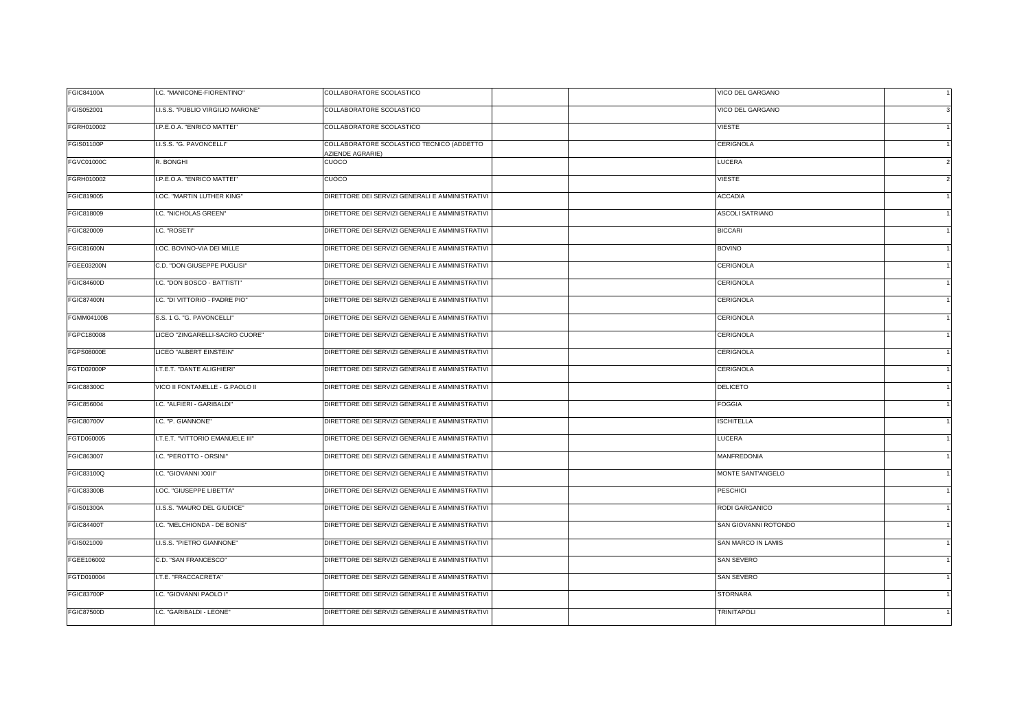| | | | | | | |
|---|---|---|---|---|---|---|
| FGIC84100A | I.C. "MANICONE-FIORENTINO" | COLLABORATORE SCOLASTICO | | | VICO DEL GARGANO | 1 |
| FGIS052001 | I.I.S.S. "PUBLIO VIRGILIO MARONE" | COLLABORATORE SCOLASTICO | | | VICO DEL GARGANO | 3 |
| FGRH010002 | I.P.E.O.A. "ENRICO MATTEI" | COLLABORATORE SCOLASTICO | | | VIESTE | 1 |
| FGIS01100P | I.I.S.S. "G. PAVONCELLI" | COLLABORATORE SCOLASTICO TECNICO (ADDETTO AZIENDE AGRARIE) | | | CERIGNOLA | 1 |
| FGVC01000C | R. BONGHI | CUOCO | | | LUCERA | 2 |
| FGRH010002 | I.P.E.O.A. "ENRICO MATTEI" | CUOCO | | | VIESTE | 2 |
| FGIC819005 | I.OC. "MARTIN LUTHER KING" | DIRETTORE DEI SERVIZI GENERALI E AMMINISTRATIVI | | | ACCADIA | 1 |
| FGIC818009 | I.C. "NICHOLAS GREEN" | DIRETTORE DEI SERVIZI GENERALI E AMMINISTRATIVI | | | ASCOLI SATRIANO | 1 |
| FGIC820009 | I.C. "ROSETI" | DIRETTORE DEI SERVIZI GENERALI E AMMINISTRATIVI | | | BICCARI | 1 |
| FGIC81600N | I.OC. BOVINO-VIA DEI MILLE | DIRETTORE DEI SERVIZI GENERALI E AMMINISTRATIVI | | | BOVINO | 1 |
| FGEE03200N | C.D. "DON GIUSEPPE PUGLISI" | DIRETTORE DEI SERVIZI GENERALI E AMMINISTRATIVI | | | CERIGNOLA | 1 |
| FGIC84600D | I.C. "DON BOSCO - BATTISTI" | DIRETTORE DEI SERVIZI GENERALI E AMMINISTRATIVI | | | CERIGNOLA | 1 |
| FGIC87400N | I.C. "DI VITTORIO - PADRE PIO" | DIRETTORE DEI SERVIZI GENERALI E AMMINISTRATIVI | | | CERIGNOLA | 1 |
| FGMM04100B | S.S. 1 G. "G. PAVONCELLI" | DIRETTORE DEI SERVIZI GENERALI E AMMINISTRATIVI | | | CERIGNOLA | 1 |
| FGPC180008 | LICEO "ZINGARELLI-SACRO CUORE" | DIRETTORE DEI SERVIZI GENERALI E AMMINISTRATIVI | | | CERIGNOLA | 1 |
| FGPS08000E | LICEO "ALBERT EINSTEIN" | DIRETTORE DEI SERVIZI GENERALI E AMMINISTRATIVI | | | CERIGNOLA | 1 |
| FGTD02000P | I.T.E.T. "DANTE ALIGHIERI" | DIRETTORE DEI SERVIZI GENERALI E AMMINISTRATIVI | | | CERIGNOLA | 1 |
| FGIC88300C | VICO II FONTANELLE - G.PAOLO II | DIRETTORE DEI SERVIZI GENERALI E AMMINISTRATIVI | | | DELICETO | 1 |
| FGIC856004 | I.C. "ALFIERI - GARIBALDI" | DIRETTORE DEI SERVIZI GENERALI E AMMINISTRATIVI | | | FOGGIA | 1 |
| FGIC80700V | I.C. "P. GIANNONE" | DIRETTORE DEI SERVIZI GENERALI E AMMINISTRATIVI | | | ISCHITELLA | 1 |
| FGTD060005 | I.T.E.T. "VITTORIO EMANUELE III" | DIRETTORE DEI SERVIZI GENERALI E AMMINISTRATIVI | | | LUCERA | 1 |
| FGIC863007 | I.C. "PEROTTO - ORSINI" | DIRETTORE DEI SERVIZI GENERALI E AMMINISTRATIVI | | | MANFREDONIA | 1 |
| FGIC83100Q | I.C. "GIOVANNI XXIII" | DIRETTORE DEI SERVIZI GENERALI E AMMINISTRATIVI | | | MONTE SANT'ANGELO | 1 |
| FGIC83300B | I.OC. "GIUSEPPE LIBETTA" | DIRETTORE DEI SERVIZI GENERALI E AMMINISTRATIVI | | | PESCHICI | 1 |
| FGIS01300A | I.I.S.S. "MAURO DEL GIUDICE" | DIRETTORE DEI SERVIZI GENERALI E AMMINISTRATIVI | | | RODI GARGANICO | 1 |
| FGIC84400T | I.C. "MELCHIONDA - DE BONIS" | DIRETTORE DEI SERVIZI GENERALI E AMMINISTRATIVI | | | SAN GIOVANNI ROTONDO | 1 |
| FGIS021009 | I.I.S.S. "PIETRO GIANNONE" | DIRETTORE DEI SERVIZI GENERALI E AMMINISTRATIVI | | | SAN MARCO IN LAMIS | 1 |
| FGEE106002 | C.D. "SAN FRANCESCO" | DIRETTORE DEI SERVIZI GENERALI E AMMINISTRATIVI | | | SAN SEVERO | 1 |
| FGTD010004 | I.T.E. "FRACCACRETA" | DIRETTORE DEI SERVIZI GENERALI E AMMINISTRATIVI | | | SAN SEVERO | 1 |
| FGIC83700P | I.C. "GIOVANNI PAOLO I" | DIRETTORE DEI SERVIZI GENERALI E AMMINISTRATIVI | | | STORNARA | 1 |
| FGIC87500D | I.C. "GARIBALDI - LEONE" | DIRETTORE DEI SERVIZI GENERALI E AMMINISTRATIVI | | | TRINITAPOLI | 1 |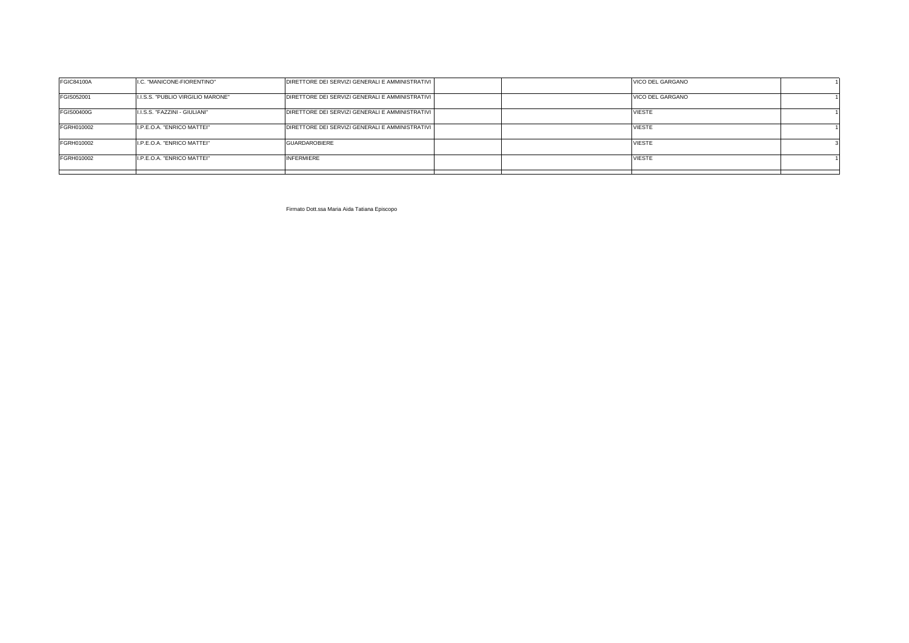| | | | | | | |
|---|---|---|---|---|---|---|
| FGIC84100A | I.C. "MANICONE-FIORENTINO" | DIRETTORE DEI SERVIZI GENERALI E AMMINISTRATIVI | | | VICO DEL GARGANO | 1 |
| FGIS052001 | I.I.S.S. "PUBLIO VIRGILIO MARONE" | DIRETTORE DEI SERVIZI GENERALI E AMMINISTRATIVI | | | VICO DEL GARGANO | 1 |
| FGIS00400G | I.I.S.S. "FAZZINI - GIULIANI" | DIRETTORE DEI SERVIZI GENERALI E AMMINISTRATIVI | | | VIESTE | 1 |
| FGRH010002 | I.P.E.O.A. "ENRICO MATTEI" | DIRETTORE DEI SERVIZI GENERALI E AMMINISTRATIVI | | | VIESTE | 1 |
| FGRH010002 | I.P.E.O.A. "ENRICO MATTEI" | GUARDAROBIERE | | | VIESTE | 3 |
| FGRH010002 | I.P.E.O.A. "ENRICO MATTEI" | INFERMIERE | | | VIESTE | 1 |
| | | | | | | |

Firmato Dott.ssa Maria Aida Tatiana Episcopo